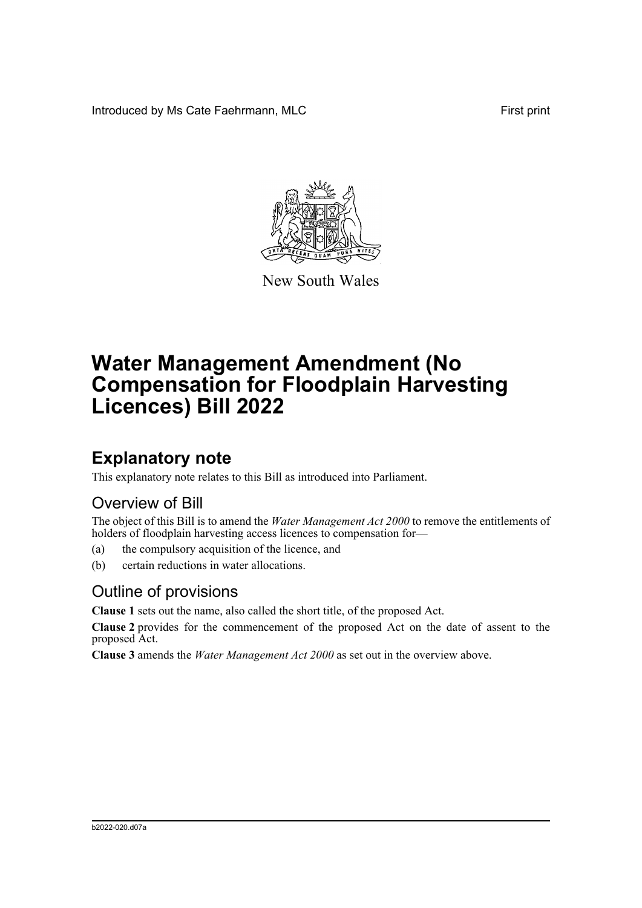Introduced by Ms Cate Faehrmann, MLC

First print

New South Wales

# Water Management Amendment (No Compensation for Floodplain Harvesting Licences) Bill 2022

## Explanatory note

This explanatory note relates to this Bill as introduced into Parliament.

### Overview of Bill

The object of this Bill is to amend the *Water Management Act 2000* to remove the entitlements of holders of floodplain harvesting access licences to compensation for—

(a) the compulsory acquisition of the licence, and

(b) certain reductions in water allocations.

### Outline of provisions

**Clause 1** sets out the name, also called the short title, of the proposed Act.

**Clause 2** provides for the commencement of the proposed Act on the date of assent to the proposed Act.

**Clause 3** amends the *Water Management Act 2000* as set out in the overview above.

b2022-020.d07a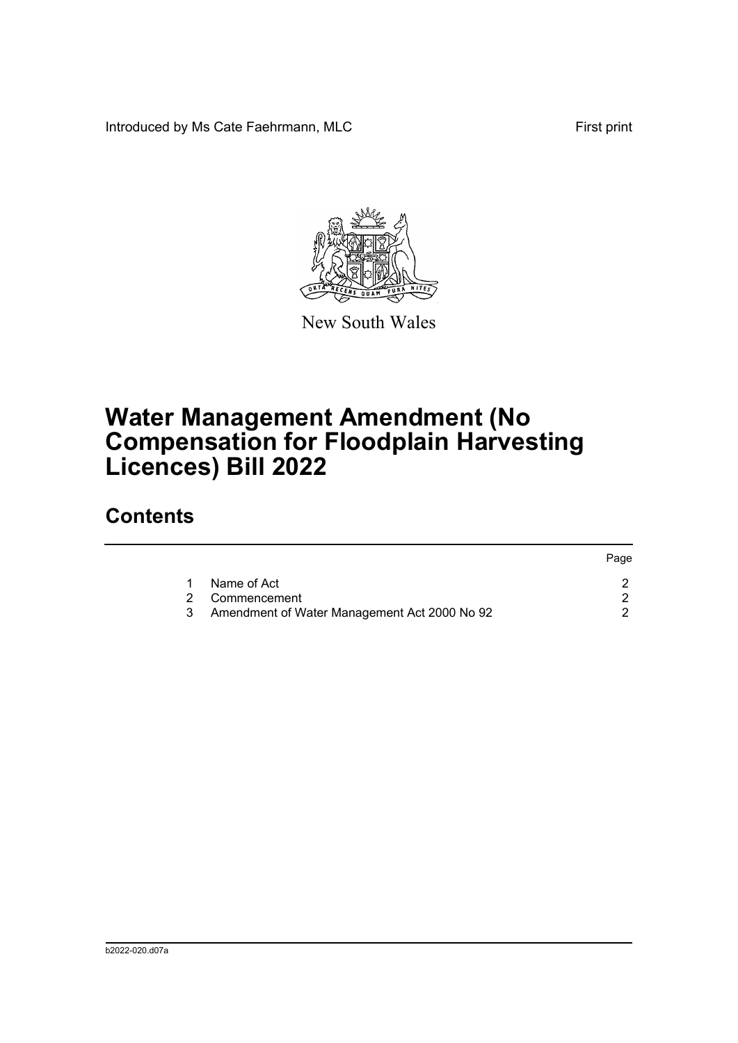Introduced by Ms Cate Faehrmann, MLC

First print

New South Wales

# Water Management Amendment (No Compensation for Floodplain Harvesting Licences) Bill 2022

## Contents

| | | Page |
|---|---|---|
| 1 | Name of Act | 2 |
| 2 | Commencement | 2 |
| 3 | Amendment of Water Management Act 2000 No 92 | 2 |

b2022-020.d07a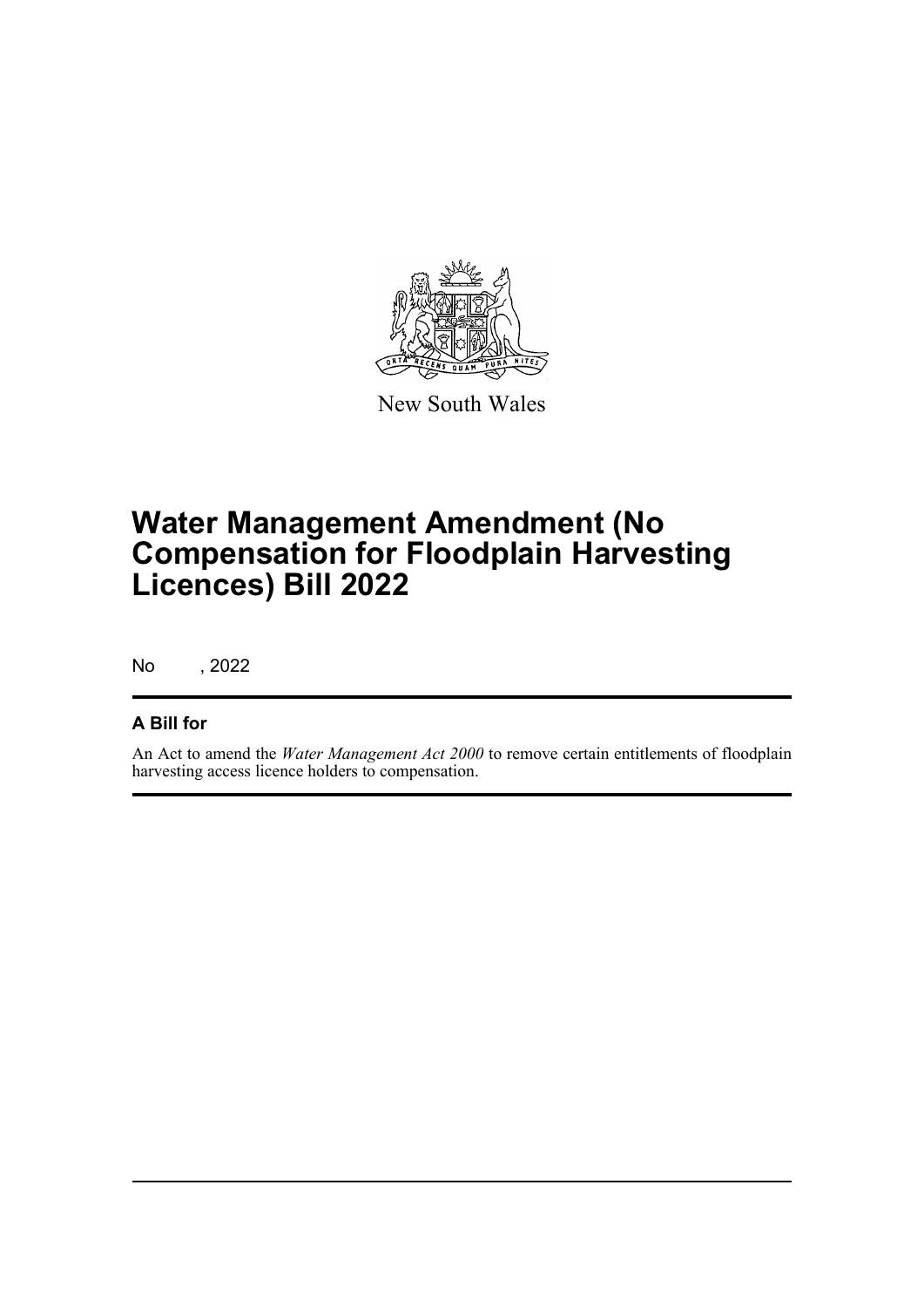New South Wales

# Water Management Amendment (No Compensation for Floodplain Harvesting Licences) Bill 2022

No , 2022

## A Bill for

An Act to amend the *Water Management Act 2000* to remove certain entitlements of floodplain harvesting access licence holders to compensation.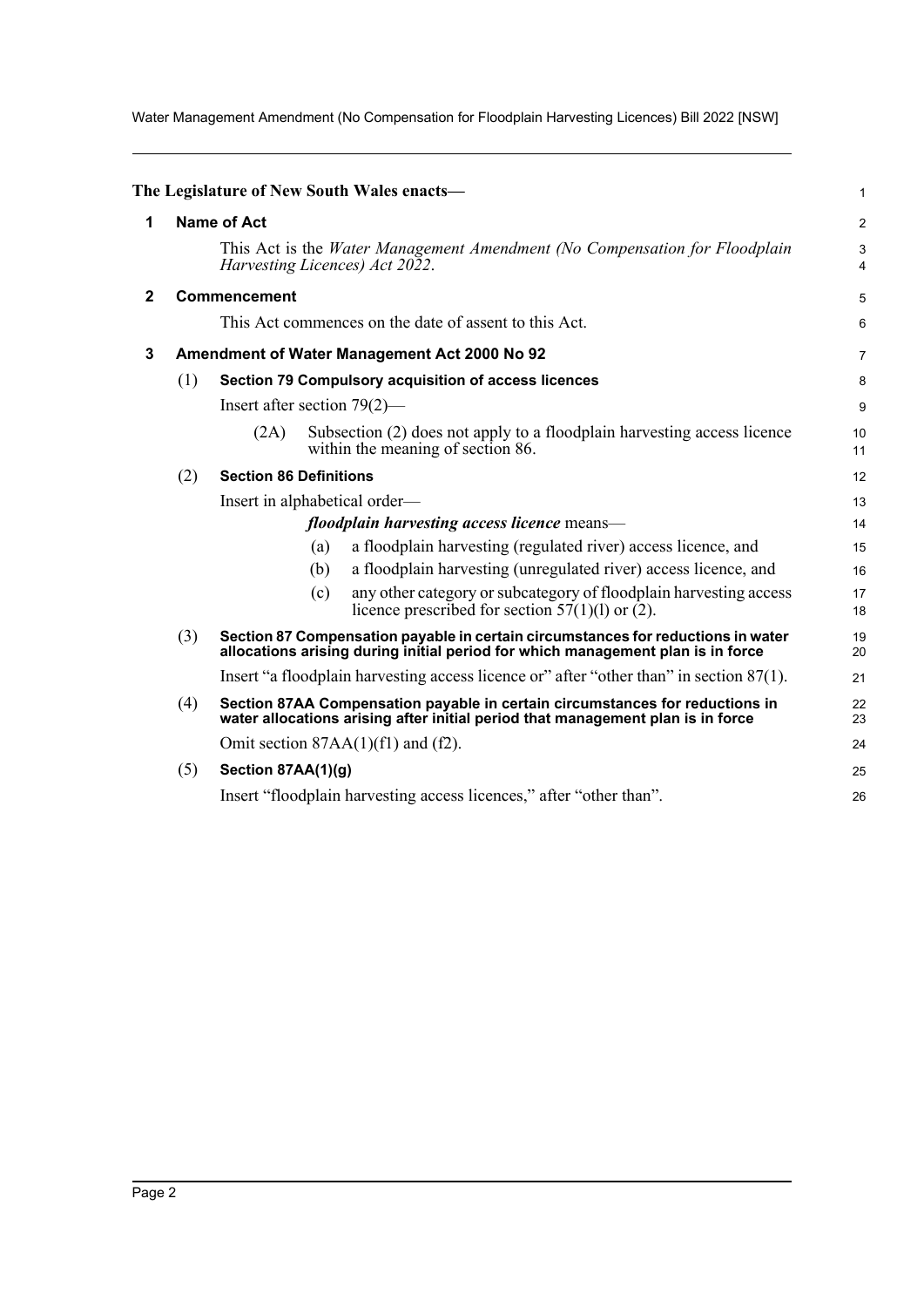**The Legislature of New South Wales enacts—**

## 1 Name of Act

This Act is the *Water Management Amendment (No Compensation for Floodplain Harvesting Licences) Act 2022*.

## 2 Commencement

This Act commences on the date of assent to this Act.

## 3 Amendment of Water Management Act 2000 No 92

### (1) Section 79 Compulsory acquisition of access licences

Insert after section 79(2)—

(2A) Subsection (2) does not apply to a floodplain harvesting access licence within the meaning of section 86.

### (2) Section 86 Definitions

Insert in alphabetical order—

***floodplain harvesting access licence*** means—

(a) a floodplain harvesting (regulated river) access licence, and

(b) a floodplain harvesting (unregulated river) access licence, and

(c) any other category or subcategory of floodplain harvesting access licence prescribed for section 57(1)(l) or (2).

### (3) Section 87 Compensation payable in certain circumstances for reductions in water allocations arising during initial period for which management plan is in force

Insert "a floodplain harvesting access licence or" after "other than" in section 87(1).

### (4) Section 87AA Compensation payable in certain circumstances for reductions in water allocations arising after initial period that management plan is in force

Omit section 87AA(1)(f1) and (f2).

### (5) Section 87AA(1)(g)

Insert "floodplain harvesting access licences," after "other than".